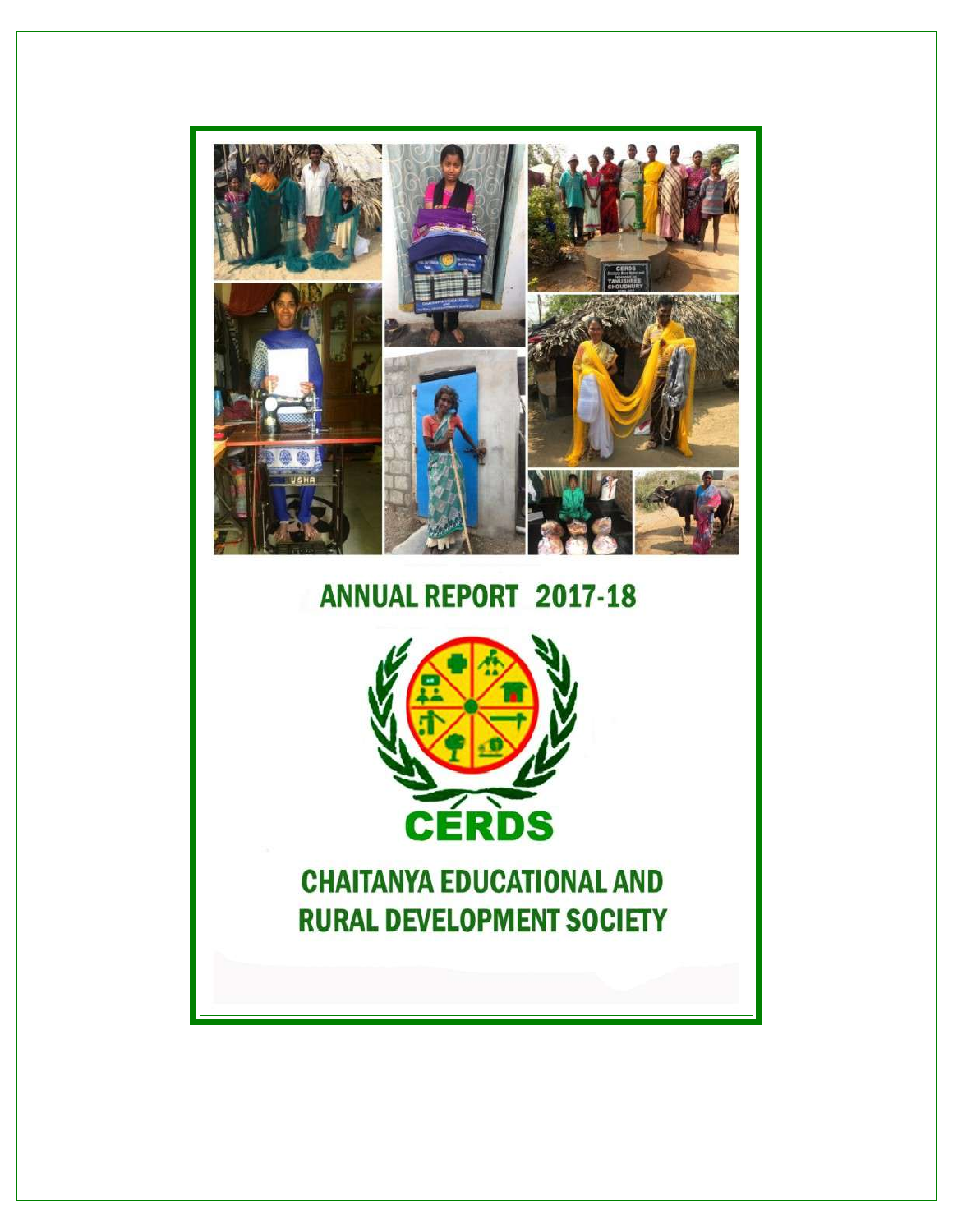# ANNUAL REPORT 2017-18

**CERDS**

## CHAITANYA EDUCATIONAL AND RURAL DEVELOPMENT SOCIETY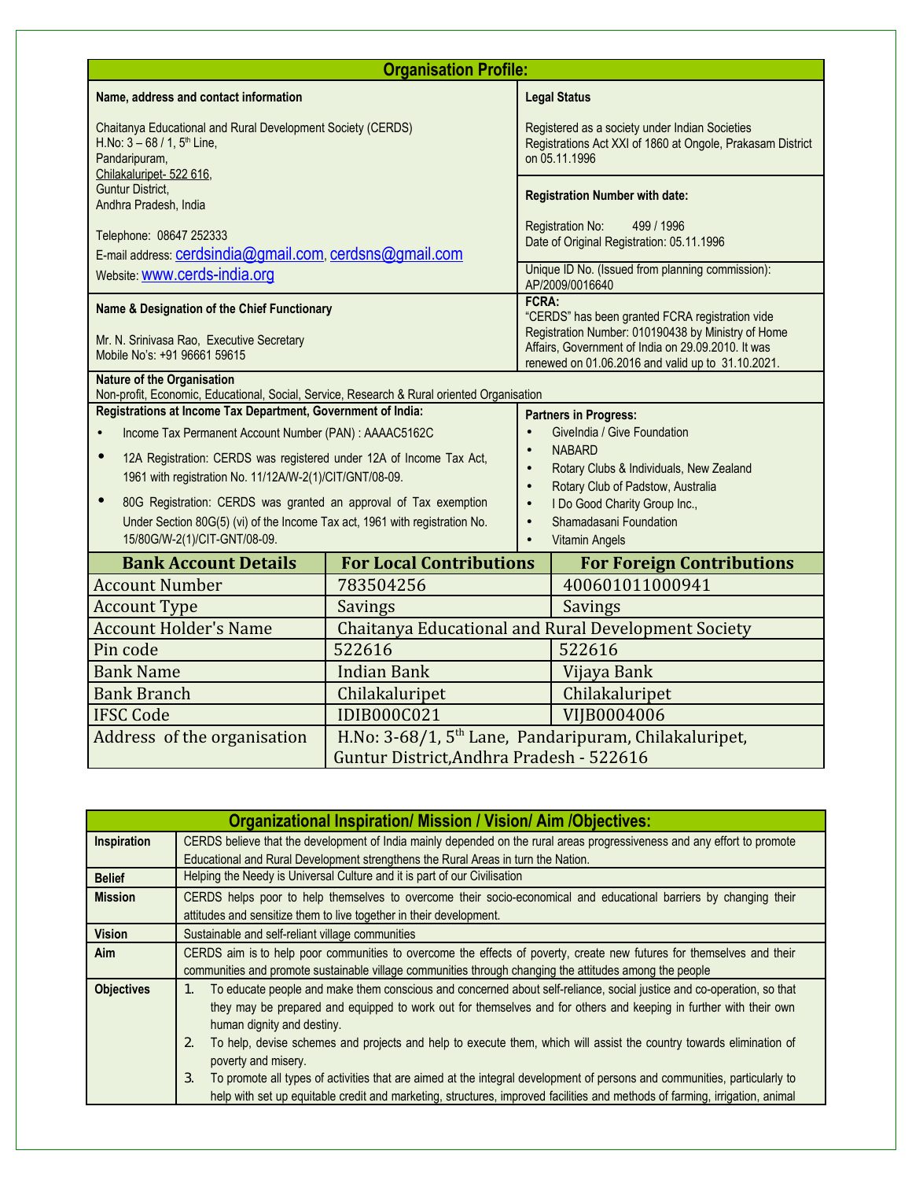## Organisation Profile:

| Name, address and contact information | Legal Status |
|---|---|
| Chaitanya Educational and Rural Development Society (CERDS)<br>H.No: 3 – 68 / 1, 5th Line,<br>Pandaripuram,<br>Chilakaluripet- 522 616,<br>Guntur District,<br>Andhra Pradesh, India<br><br>Telephone: 08647 252333<br>E-mail address: cerdsindia@gmail.com, cerdsns@gmail.com<br>Website: www.cerds-india.org | Registered as a society under Indian Societies Registrations Act XXI of 1860 at Ongole, Prakasam District on 05.11.1996<br><br>**Registration Number with date:**<br><br>Registration No: 499 / 1996<br>Date of Original Registration: 05.11.1996<br><br>Unique ID No. (Issued from planning commission): AP/2009/0016640 |
| **Name & Designation of the Chief Functionary**<br><br>Mr. N. Srinivasa Rao, Executive Secretary<br>Mobile No's: +91 96661 59615 | **FCRA:**<br>"CERDS" has been granted FCRA registration vide Registration Number: 010190438 by Ministry of Home Affairs, Government of India on 29.09.2010. It was renewed on 01.06.2016 and valid up to 31.10.2021. |

**Nature of the Organisation**
Non-profit, Economic, Educational, Social, Service, Research & Rural oriented Organisation

| Registrations at Income Tax Department, Government of India: | Partners in Progress: |
|---|---|
| • Income Tax Permanent Account Number (PAN) : AAAAC5162C<br>• 12A Registration: CERDS was registered under 12A of Income Tax Act, 1961 with registration No. 11/12A/W-2(1)/CIT/GNT/08-09.<br>• 80G Registration: CERDS was granted an approval of Tax exemption Under Section 80G(5) (vi) of the Income Tax act, 1961 with registration No. 15/80G/W-2(1)/CIT-GNT/08-09. | • GiveIndia / Give Foundation<br>• NABARD<br>• Rotary Clubs & Individuals, New Zealand<br>• Rotary Club of Padstow, Australia<br>• I Do Good Charity Group Inc.,<br>• Shamadasani Foundation<br>• Vitamin Angels |

| Bank Account Details | For Local Contributions | For Foreign Contributions |
|---|---|---|
| Account Number | 783504256 | 400601011000941 |
| Account Type | Savings | Savings |
| Account Holder's Name | Chaitanya Educational and Rural Development Society | |
| Pin code | 522616 | 522616 |
| Bank Name | Indian Bank | Vijaya Bank |
| Bank Branch | Chilakaluripet | Chilakaluripet |
| IFSC Code | IDIB000C021 | VIJB0004006 |
| Address of the organisation | H.No: 3-68/1, 5th Lane, Pandaripuram, Chilakaluripet, Guntur District,Andhra Pradesh - 522616 | |

## Organizational Inspiration/ Mission / Vision/ Aim /Objectives:

| | |
|---|---|
| **Inspiration** | CERDS believe that the development of India mainly depended on the rural areas progressiveness and any effort to promote Educational and Rural Development strengthens the Rural Areas in turn the Nation. |
| **Belief** | Helping the Needy is Universal Culture and it is part of our Civilisation |
| **Mission** | CERDS helps poor to help themselves to overcome their socio-economical and educational barriers by changing their attitudes and sensitize them to live together in their development. |
| **Vision** | Sustainable and self-reliant village communities |
| **Aim** | CERDS aim is to help poor communities to overcome the effects of poverty, create new futures for themselves and their communities and promote sustainable village communities through changing the attitudes among the people |
| **Objectives** | 1. To educate people and make them conscious and concerned about self-reliance, social justice and co-operation, so that they may be prepared and equipped to work out for themselves and for others and keeping in further with their own human dignity and destiny.<br>2. To help, devise schemes and projects and help to execute them, which will assist the country towards elimination of poverty and misery.<br>3. To promote all types of activities that are aimed at the integral development of persons and communities, particularly to help with set up equitable credit and marketing, structures, improved facilities and methods of farming, irrigation, animal |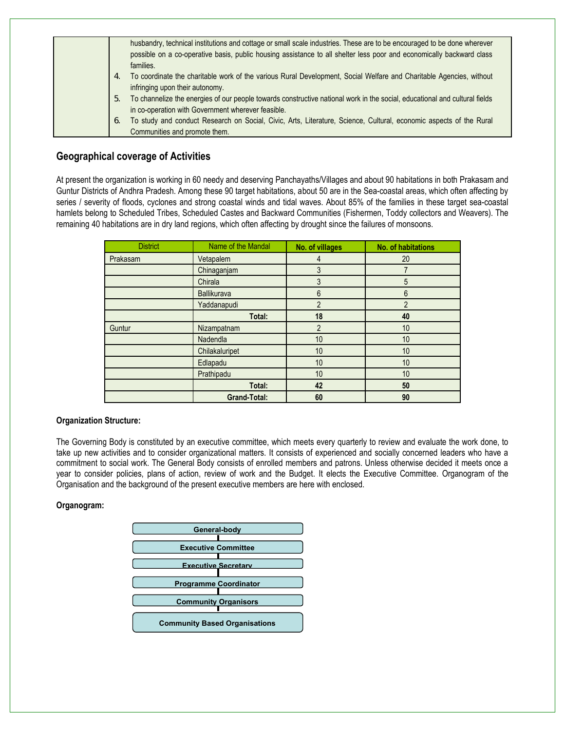| | husbandry, technical institutions and cottage or small scale industries. These are to be encouraged to be done wherever possible on a co-operative basis, public housing assistance to all shelter less poor and economically backward class families.<br>4. To coordinate the charitable work of the various Rural Development, Social Welfare and Charitable Agencies, without infringing upon their autonomy.<br>5. To channelize the energies of our people towards constructive national work in the social, educational and cultural fields in co-operation with Government wherever feasible.<br>6. To study and conduct Research on Social, Civic, Arts, Literature, Science, Cultural, economic aspects of the Rural Communities and promote them. |
|---|---|

## Geographical coverage of Activities

At present the organization is working in 60 needy and deserving Panchayaths/Villages and about 90 habitations in both Prakasam and Guntur Districts of Andhra Pradesh. Among these 90 target habitations, about 50 are in the Sea-coastal areas, which often affecting by series / severity of floods, cyclones and strong coastal winds and tidal waves. About 85% of the families in these target sea-coastal hamlets belong to Scheduled Tribes, Scheduled Castes and Backward Communities (Fishermen, Toddy collectors and Weavers). The remaining 40 habitations are in dry land regions, which often affecting by drought since the failures of monsoons.

| District | Name of the Mandal | No. of villages | No. of habitations |
|---|---|---|---|
| Prakasam | Vetapalem | 4 | 20 |
| | Chinaganjam | 3 | 7 |
| | Chirala | 3 | 5 |
| | Ballikurava | 6 | 6 |
| | Yaddanapudi | 2 | 2 |
| | **Total:** | **18** | **40** |
| Guntur | Nizampatnam | 2 | 10 |
| | Nadendla | 10 | 10 |
| | Chilakaluripet | 10 | 10 |
| | Edlapadu | 10 | 10 |
| | Prathipadu | 10 | 10 |
| | **Total:** | **42** | **50** |
| | **Grand-Total:** | **60** | **90** |

**Organization Structure:**

The Governing Body is constituted by an executive committee, which meets every quarterly to review and evaluate the work done, to take up new activities and to consider organizational matters. It consists of experienced and socially concerned leaders who have a commitment to social work. The General Body consists of enrolled members and patrons. Unless otherwise decided it meets once a year to consider policies, plans of action, review of work and the Budget. It elects the Executive Committee. Organogram of the Organisation and the background of the present executive members are here with enclosed.

**Organogram:**

**General-body**

**Executive Committee**

**Executive Secretary**

**Programme Coordinator**

**Community Organisors**

**Community Based Organisations**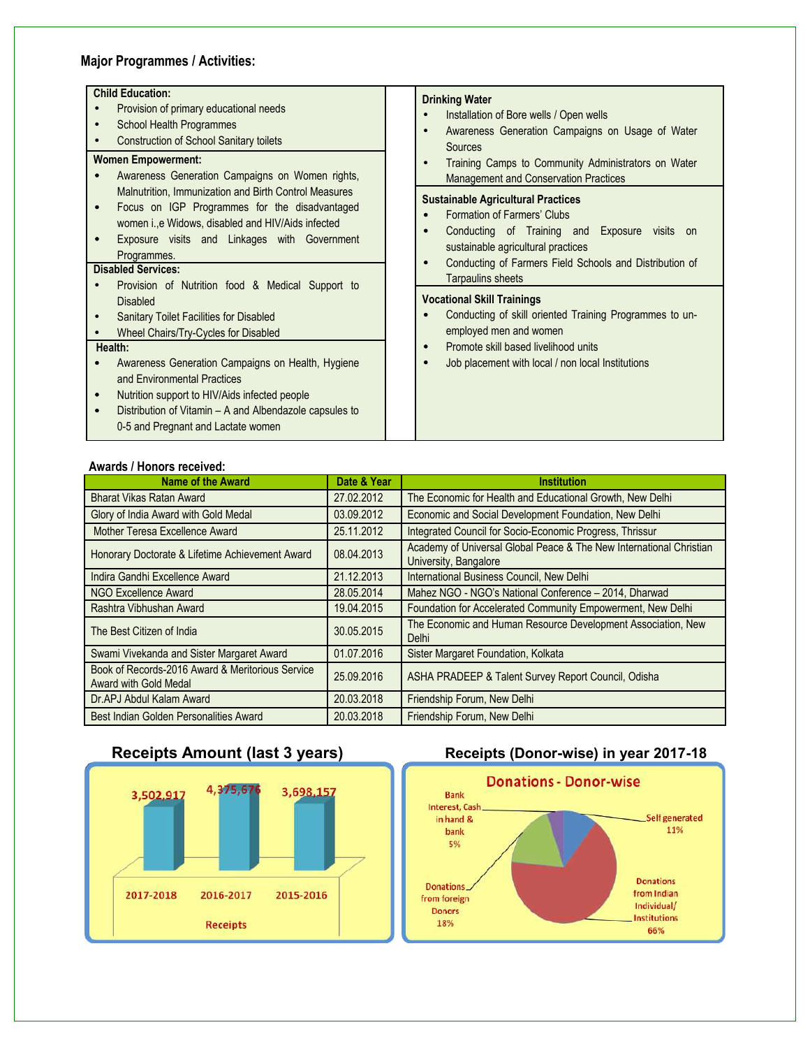## Major Programmes / Activities:

**Child Education:**

- Provision of primary educational needs
- School Health Programmes
- Construction of School Sanitary toilets

**Women Empowerment:**

- Awareness Generation Campaigns on Women rights, Malnutrition, Immunization and Birth Control Measures
- Focus on IGP Programmes for the disadvantaged women i.,e Widows, disabled and HIV/Aids infected
- Exposure visits and Linkages with Government Programmes.

**Disabled Services:**

- Provision of Nutrition food & Medical Support to Disabled
- Sanitary Toilet Facilities for Disabled
- Wheel Chairs/Try-Cycles for Disabled

**Health:**

- Awareness Generation Campaigns on Health, Hygiene and Environmental Practices
- Nutrition support to HIV/Aids infected people
- Distribution of Vitamin – A and Albendazole capsules to 0-5 and Pregnant and Lactate women

**Drinking Water**

- Installation of Bore wells / Open wells
- Awareness Generation Campaigns on Usage of Water Sources
- Training Camps to Community Administrators on Water Management and Conservation Practices

**Sustainable Agricultural Practices**

- Formation of Farmers' Clubs
- Conducting of Training and Exposure visits on sustainable agricultural practices
- Conducting of Farmers Field Schools and Distribution of Tarpaulins sheets

**Vocational Skill Trainings**

- Conducting of skill oriented Training Programmes to un-employed men and women
- Promote skill based livelihood units
- Job placement with local / non local Institutions

## Awards / Honors received:

| Name of the Award | Date & Year | Institution |
|---|---|---|
| Bharat Vikas Ratan Award | 27.02.2012 | The Economic for Health and Educational Growth, New Delhi |
| Glory of India Award with Gold Medal | 03.09.2012 | Economic and Social Development Foundation, New Delhi |
| Mother Teresa Excellence Award | 25.11.2012 | Integrated Council for Socio-Economic Progress, Thrissur |
| Honorary Doctorate & Lifetime Achievement Award | 08.04.2013 | Academy of Universal Global Peace & The New International Christian University, Bangalore |
| Indira Gandhi Excellence Award | 21.12.2013 | International Business Council, New Delhi |
| NGO Excellence Award | 28.05.2014 | Mahez NGO - NGO's National Conference – 2014, Dharwad |
| Rashtra Vibhushan Award | 19.04.2015 | Foundation for Accelerated Community Empowerment, New Delhi |
| The Best Citizen of India | 30.05.2015 | The Economic and Human Resource Development Association, New Delhi |
| Swami Vivekanda and Sister Margaret Award | 01.07.2016 | Sister Margaret Foundation, Kolkata |
| Book of Records-2016 Award & Meritorious Service Award with Gold Medal | 25.09.2016 | ASHA PRADEEP & Talent Survey Report Council, Odisha |
| Dr.APJ Abdul Kalam Award | 20.03.2018 | Friendship Forum, New Delhi |
| Best Indian Golden Personalities Award | 20.03.2018 | Friendship Forum, New Delhi |

### Receipts Amount (last 3 years)

| Receipts | 2017-2018 | 2016-2017 | 2015-2016 |
|---|---|---|---|
| Amount | 3,502,917 | 4,375,676 | 3,698,157 |

### Receipts (Donor-wise) in year 2017-18

**Donations - Donor-wise**

| Donor | Share |
|---|---|
| Self generated | 11% |
| Donations from Indian Individual/ Institutions | 66% |
| Donations from foreign Donors | 18% |
| Bank Interest, Cash in hand & bank | 5% |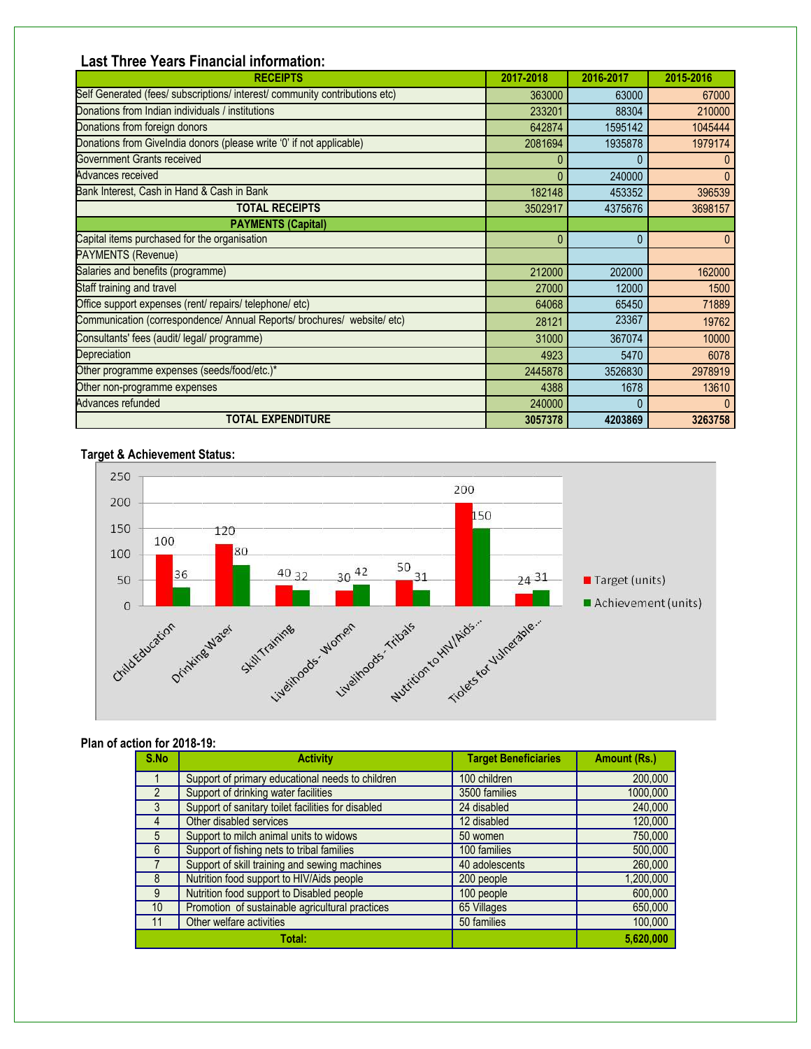## Last Three Years Financial information:

| RECEIPTS | 2017-2018 | 2016-2017 | 2015-2016 |
|---|---|---|---|
| Self Generated (fees/ subscriptions/ interest/ community contributions etc) | 363000 | 63000 | 67000 |
| Donations from Indian individuals / institutions | 233201 | 88304 | 210000 |
| Donations from foreign donors | 642874 | 1595142 | 1045444 |
| Donations from GiveIndia donors (please write '0' if not applicable) | 2081694 | 1935878 | 1979174 |
| Government Grants received | 0 | 0 | 0 |
| Advances received | 0 | 240000 | 0 |
| Bank Interest, Cash in Hand & Cash in Bank | 182148 | 453352 | 396539 |
| **TOTAL RECEIPTS** | 3502917 | 4375676 | 3698157 |
| **PAYMENTS (Capital)** | | | |
| Capital items purchased for the organisation | 0 | 0 | 0 |
| PAYMENTS (Revenue) | | | |
| Salaries and benefits (programme) | 212000 | 202000 | 162000 |
| Staff training and travel | 27000 | 12000 | 1500 |
| Office support expenses (rent/ repairs/ telephone/ etc) | 64068 | 65450 | 71889 |
| Communication (correspondence/ Annual Reports/ brochures/ website/ etc) | 28121 | 23367 | 19762 |
| Consultants' fees (audit/ legal/ programme) | 31000 | 367074 | 10000 |
| Depreciation | 4923 | 5470 | 6078 |
| Other programme expenses (seeds/food/etc.)* | 2445878 | 3526830 | 2978919 |
| Other non-programme expenses | 4388 | 1678 | 13610 |
| Advances refunded | 240000 | 0 | 0 |
| **TOTAL EXPENDITURE** | **3057378** | **4203869** | **3263758** |

## Target & Achievement Status:

| Activity | Target (units) | Achievement (units) |
|---|---|---|
| Child Education | 100 | 36 |
| Drinking Water | 120 | 80 |
| Skill Training | 40 | 32 |
| Livelihoods - Women | 30 | 42 |
| Livelihoods - Tribals | 50 | 31 |
| Nutrition to HIV/Aids... | 200 | 150 |
| Tiolets for Vulnerable... | 24 | 31 |

## Plan of action for 2018-19:

| S.No | Activity | Target Beneficiaries | Amount (Rs.) |
|---|---|---|---|
| 1 | Support of primary educational needs to children | 100 children | 200,000 |
| 2 | Support of drinking water facilities | 3500 families | 1000,000 |
| 3 | Support of sanitary toilet facilities for disabled | 24 disabled | 240,000 |
| 4 | Other disabled services | 12 disabled | 120,000 |
| 5 | Support to milch animal units to widows | 50 women | 750,000 |
| 6 | Support of fishing nets to tribal families | 100 families | 500,000 |
| 7 | Support of skill training and sewing machines | 40 adolescents | 260,000 |
| 8 | Nutrition food support to HIV/Aids people | 200 people | 1,200,000 |
| 9 | Nutrition food support to Disabled people | 100 people | 600,000 |
| 10 | Promotion of sustainable agricultural practices | 65 Villages | 650,000 |
| 11 | Other welfare activities | 50 families | 100,000 |
| | **Total:** | | **5,620,000** |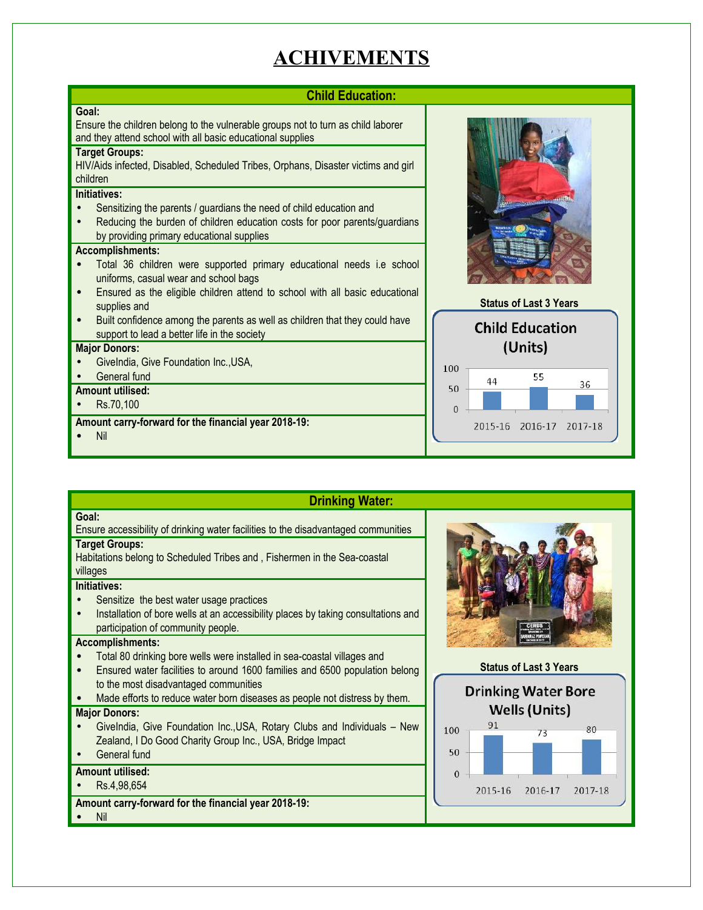# ACHIVEMENTS

## Child Education:

**Goal:**
Ensure the children belong to the vulnerable groups not to turn as child laborer and they attend school with all basic educational supplies

**Target Groups:**
HIV/Aids infected, Disabled, Scheduled Tribes, Orphans, Disaster victims and girl children

**Initiatives:**
- Sensitizing the parents / guardians the need of child education and
- Reducing the burden of children education costs for poor parents/guardians by providing primary educational supplies

**Accomplishments:**
- Total 36 children were supported primary educational needs i.e school uniforms, casual wear and school bags
- Ensured as the eligible children attend to school with all basic educational supplies and
- Built confidence among the parents as well as children that they could have support to lead a better life in the society

**Major Donors:**
- GiveIndia, Give Foundation Inc.,USA,
- General fund

**Amount utilised:**
- Rs.70,100

**Amount carry-forward for the financial year 2018-19:**
- Nil

**Status of Last 3 Years**

Child Education (Units)

| Year | Units |
|---|---|
| 2015-16 | 44 |
| 2016-17 | 55 |
| 2017-18 | 36 |

## Drinking Water:

**Goal:**
Ensure accessibility of drinking water facilities to the disadvantaged communities

**Target Groups:**
Habitations belong to Scheduled Tribes and , Fishermen in the Sea-coastal villages

**Initiatives:**
- Sensitize the best water usage practices
- Installation of bore wells at an accessibility places by taking consultations and participation of community people.

**Accomplishments:**
- Total 80 drinking bore wells were installed in sea-coastal villages and
- Ensured water facilities to around 1600 families and 6500 population belong to the most disadvantaged communities
- Made efforts to reduce water born diseases as people not distress by them.

**Major Donors:**
- GiveIndia, Give Foundation Inc.,USA, Rotary Clubs and Individuals – New Zealand, I Do Good Charity Group Inc., USA, Bridge Impact
- General fund

**Amount utilised:**
- Rs.4,98,654

**Amount carry-forward for the financial year 2018-19:**
- Nil

**Status of Last 3 Years**

Drinking Water Bore Wells (Units)

| Year | Units |
|---|---|
| 2015-16 | 91 |
| 2016-17 | 73 |
| 2017-18 | 80 |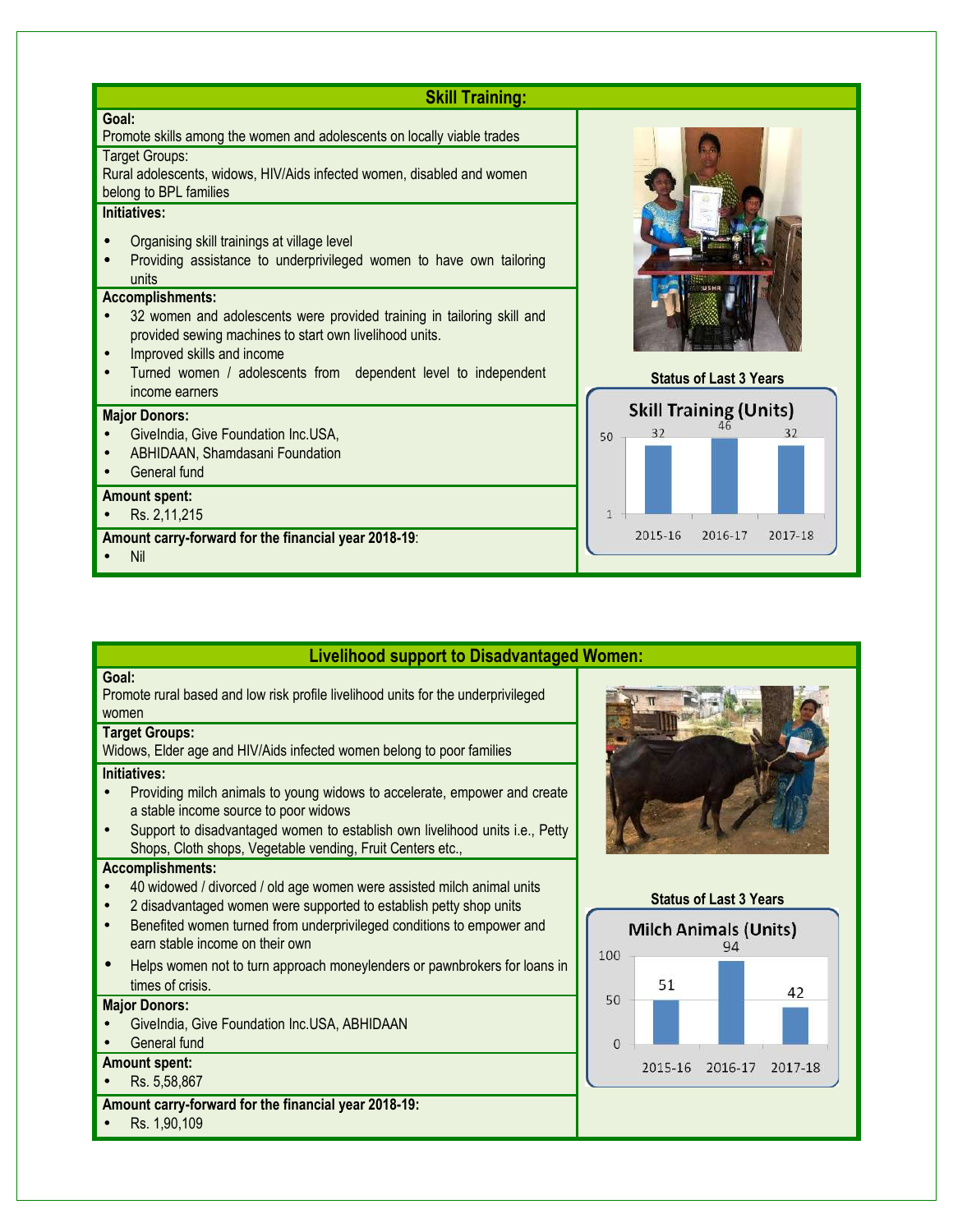## Skill Training:

**Goal:**
Promote skills among the women and adolescents on locally viable trades

Target Groups:
Rural adolescents, widows, HIV/Aids infected women, disabled and women belong to BPL families

**Initiatives:**

- Organising skill trainings at village level
- Providing assistance to underprivileged women to have own tailoring units

**Accomplishments:**

- 32 women and adolescents were provided training in tailoring skill and provided sewing machines to start own livelihood units.
- Improved skills and income
- Turned women / adolescents from dependent level to independent income earners

**Major Donors:**

- GiveIndia, Give Foundation Inc.USA,
- ABHIDAAN, Shamdasani Foundation
- General fund

**Amount spent:**

- Rs. 2,11,215

**Amount carry-forward for the financial year 2018-19**:

- Nil

**Status of Last 3 Years**

Skill Training (Units)

| Year | Units |
|---|---|
| 2015-16 | 32 |
| 2016-17 | 46 |
| 2017-18 | 32 |

## Livelihood support to Disadvantaged Women:

**Goal:**
Promote rural based and low risk profile livelihood units for the underprivileged women

**Target Groups:**
Widows, Elder age and HIV/Aids infected women belong to poor families

**Initiatives:**

- Providing milch animals to young widows to accelerate, empower and create a stable income source to poor widows
- Support to disadvantaged women to establish own livelihood units i.e., Petty Shops, Cloth shops, Vegetable vending, Fruit Centers etc.,

**Accomplishments:**

- 40 widowed / divorced / old age women were assisted milch animal units
- 2 disadvantaged women were supported to establish petty shop units
- Benefited women turned from underprivileged conditions to empower and earn stable income on their own
- Helps women not to turn approach moneylenders or pawnbrokers for loans in times of crisis.

**Major Donors:**

- GiveIndia, Give Foundation Inc.USA, ABHIDAAN
- General fund

**Amount spent:**

- Rs. 5,58,867

**Amount carry-forward for the financial year 2018-19:**

- Rs. 1,90,109

**Status of Last 3 Years**

Milch Animals (Units)

| Year | Units |
|---|---|
| 2015-16 | 51 |
| 2016-17 | 94 |
| 2017-18 | 42 |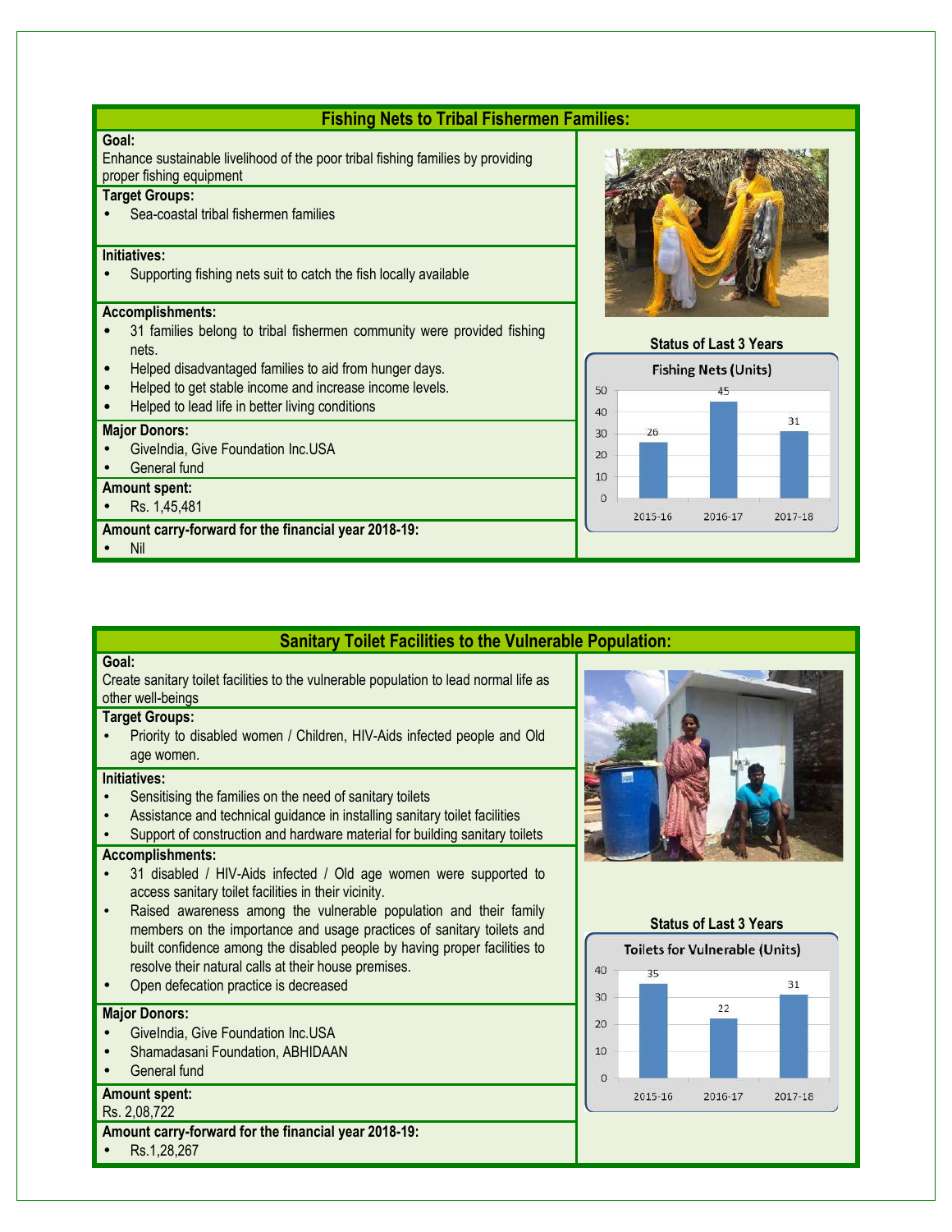## Fishing Nets to Tribal Fishermen Families:

**Goal:**
Enhance sustainable livelihood of the poor tribal fishing families by providing proper fishing equipment

**Target Groups:**
- Sea-coastal tribal fishermen families

**Initiatives:**
- Supporting fishing nets suit to catch the fish locally available

**Accomplishments:**
- 31 families belong to tribal fishermen community were provided fishing nets.
- Helped disadvantaged families to aid from hunger days.
- Helped to get stable income and increase income levels.
- Helped to lead life in better living conditions

**Major Donors:**
- GiveIndia, Give Foundation Inc.USA
- General fund

**Amount spent:**
- Rs. 1,45,481

**Amount carry-forward for the financial year 2018-19:**
- Nil

**Status of Last 3 Years**

Fishing Nets (Units)

| Year | Units |
|---|---|
| 2015-16 | 26 |
| 2016-17 | 45 |
| 2017-18 | 31 |

## Sanitary Toilet Facilities to the Vulnerable Population:

**Goal:**
Create sanitary toilet facilities to the vulnerable population to lead normal life as other well-beings

**Target Groups:**
- Priority to disabled women / Children, HIV-Aids infected people and Old age women.

**Initiatives:**
- Sensitising the families on the need of sanitary toilets
- Assistance and technical guidance in installing sanitary toilet facilities
- Support of construction and hardware material for building sanitary toilets

**Accomplishments:**
- 31 disabled / HIV-Aids infected / Old age women were supported to access sanitary toilet facilities in their vicinity.
- Raised awareness among the vulnerable population and their family members on the importance and usage practices of sanitary toilets and built confidence among the disabled people by having proper facilities to resolve their natural calls at their house premises.
- Open defecation practice is decreased

**Major Donors:**
- GiveIndia, Give Foundation Inc.USA
- Shamadasani Foundation, ABHIDAAN
- General fund

**Amount spent:**
Rs. 2,08,722

**Amount carry-forward for the financial year 2018-19:**
- Rs.1,28,267

**Status of Last 3 Years**

Toilets for Vulnerable (Units)

| Year | Units |
|---|---|
| 2015-16 | 35 |
| 2016-17 | 22 |
| 2017-18 | 31 |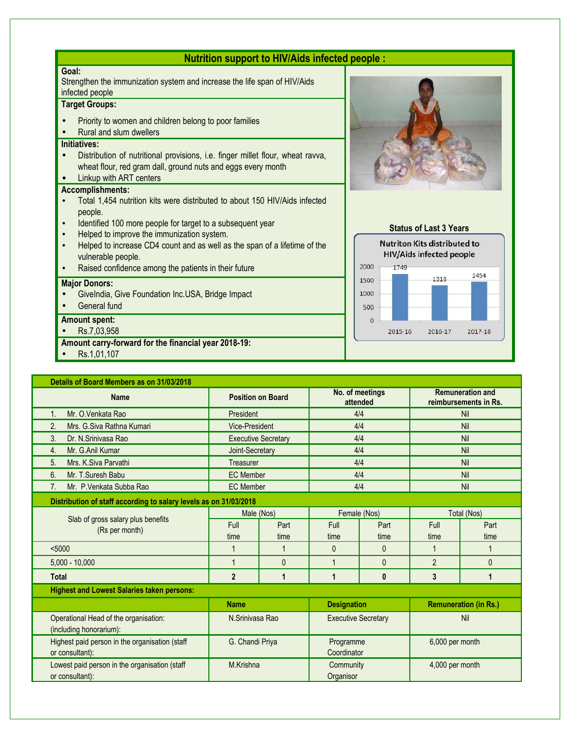## Nutrition support to HIV/Aids infected people :

**Goal:**
Strengthen the immunization system and increase the life span of HIV/Aids infected people

**Target Groups:**

- Priority to women and children belong to poor families
- Rural and slum dwellers

**Initiatives:**

- Distribution of nutritional provisions, i.e. finger millet flour, wheat ravva, wheat flour, red gram dall, ground nuts and eggs every month
- Linkup with ART centers

**Accomplishments:**

- Total 1,454 nutrition kits were distributed to about 150 HIV/Aids infected people.
- Identified 100 more people for target to a subsequent year
- Helped to improve the immunization system.
- Helped to increase CD4 count and as well as the span of a lifetime of the vulnerable people.
- Raised confidence among the patients in their future

**Major Donors:**

- GiveIndia, Give Foundation Inc.USA, Bridge Impact
- General fund

**Amount spent:**

- Rs.7,03,958

**Amount carry-forward for the financial year 2018-19:**

- Rs.1,01,107

**Status of Last 3 Years**

Nutriton Kits distributed to HIV/Aids infected people

| Year | Kits |
|---|---|
| 2015-16 | 1749 |
| 2016-17 | 1318 |
| 2017-18 | 1454 |

**Details of Board Members as on 31/03/2018**

| Name | Position on Board | No. of meetings attended | Remuneration and reimbursements in Rs. |
|---|---|---|---|
| 1. Mr. O.Venkata Rao | President | 4/4 | Nil |
| 2. Mrs. G.Siva Rathna Kumari | Vice-President | 4/4 | Nil |
| 3. Dr. N.Srinivasa Rao | Executive Secretary | 4/4 | Nil |
| 4. Mr. G.Anil Kumar | Joint-Secretary | 4/4 | Nil |
| 5. Mrs. K.Siva Parvathi | Treasurer | 4/4 | Nil |
| 6. Mr. T.Suresh Babu | EC Member | 4/4 | Nil |
| 7. Mr. P.Venkata Subba Rao | EC Member | 4/4 | Nil |

**Distribution of staff according to salary levels as on 31/03/2018**

| Slab of gross salary plus benefits (Rs per month) | Male (Nos) | | Female (Nos) | | Total (Nos) | |
|---|---|---|---|---|---|---|
| | Full time | Part time | Full time | Part time | Full time | Part time |
| <5000 | 1 | 1 | 0 | 0 | 1 | 1 |
| 5,000 - 10,000 | 1 | 0 | 1 | 0 | 2 | 0 |
| **Total** | **2** | **1** | **1** | **0** | **3** | **1** |

**Highest and Lowest Salaries taken persons:**

| | Name | Designation | Remuneration (in Rs.) |
|---|---|---|---|
| Operational Head of the organisation: (including honorarium): | N.Srinivasa Rao | Executive Secretary | Nil |
| Highest paid person in the organisation (staff or consultant): | G. Chandi Priya | Programme Coordinator | 6,000 per month |
| Lowest paid person in the organisation (staff or consultant): | M.Krishna | Community Organisor | 4,000 per month |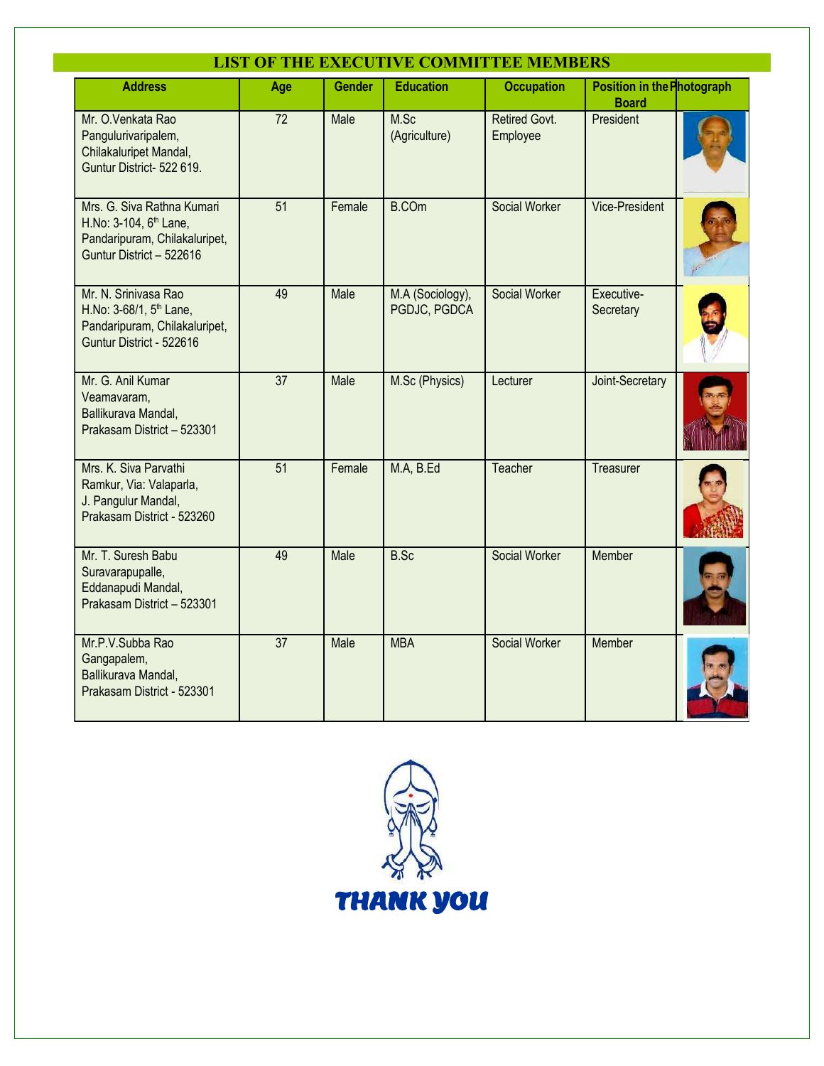## LIST OF THE EXECUTIVE COMMITTEE MEMBERS

| Address | Age | Gender | Education | Occupation | Position in the Board | Photograph |
|---|---|---|---|---|---|---|
| Mr. O.Venkata Rao<br>Pangulurivaripalem,<br>Chilakaluripet Mandal,<br>Guntur District- 522 619. | 72 | Male | M.Sc (Agriculture) | Retired Govt. Employee | President | |
| Mrs. G. Siva Rathna Kumari<br>H.No: 3-104, 6th Lane,<br>Pandaripuram, Chilakaluripet,<br>Guntur District – 522616 | 51 | Female | B.COm | Social Worker | Vice-President | |
| Mr. N. Srinivasa Rao<br>H.No: 3-68/1, 5th Lane,<br>Pandaripuram, Chilakaluripet,<br>Guntur District - 522616 | 49 | Male | M.A (Sociology), PGDJC, PGDCA | Social Worker | Executive-Secretary | |
| Mr. G. Anil Kumar<br>Veamavaram,<br>Ballikurava Mandal,<br>Prakasam District – 523301 | 37 | Male | M.Sc (Physics) | Lecturer | Joint-Secretary | |
| Mrs. K. Siva Parvathi<br>Ramkur, Via: Valaparla,<br>J. Pangulur Mandal,<br>Prakasam District - 523260 | 51 | Female | M.A, B.Ed | Teacher | Treasurer | |
| Mr. T. Suresh Babu<br>Suravarapupalle,<br>Eddanapudi Mandal,<br>Prakasam District – 523301 | 49 | Male | B.Sc | Social Worker | Member | |
| Mr.P.V.Subba Rao<br>Gangapalem,<br>Ballikurava Mandal,<br>Prakasam District - 523301 | 37 | Male | MBA | Social Worker | Member | |

**THANK YOU**